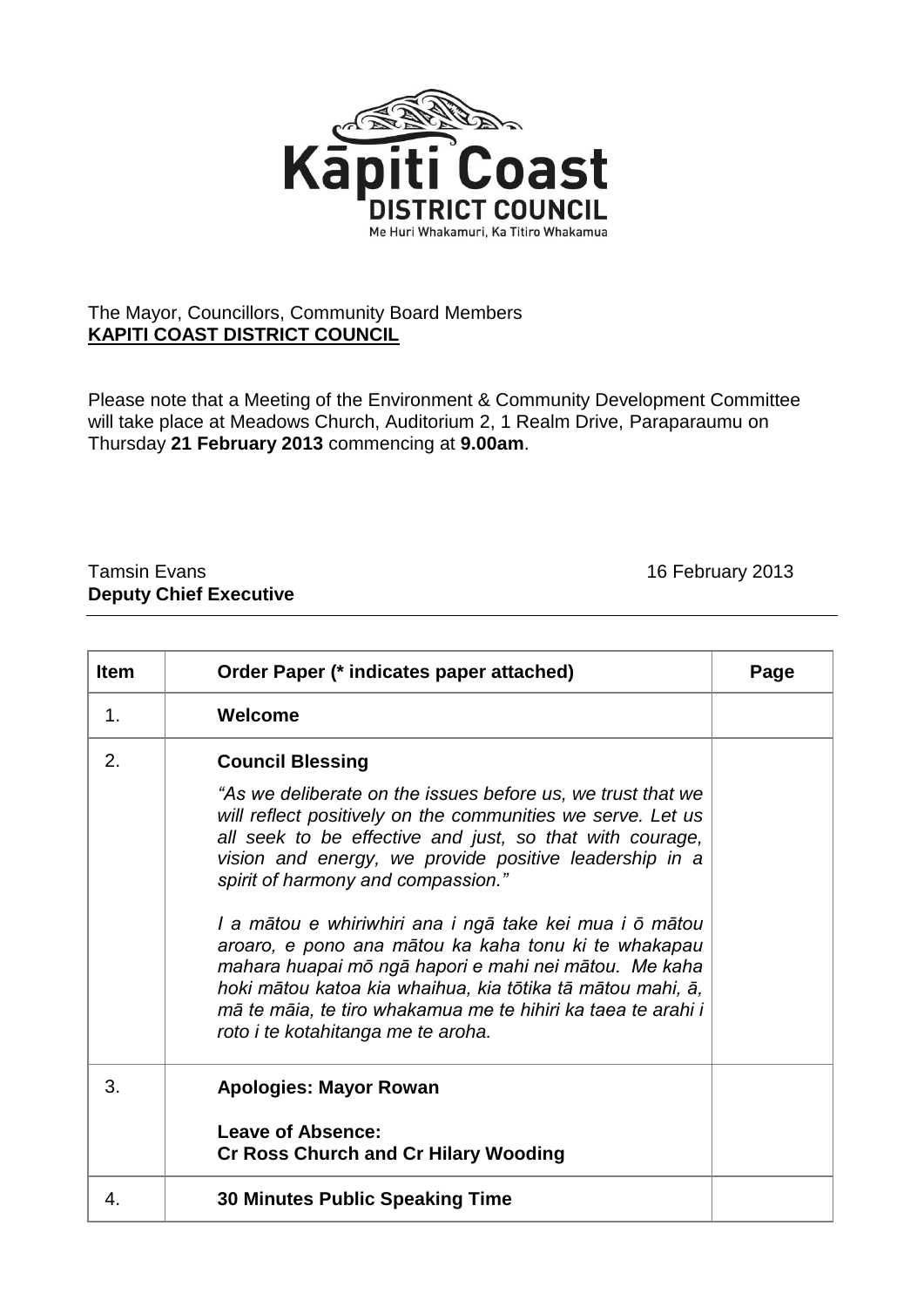**Kāpiti Coast**
**DISTRICT COUNCIL**
Me Huri Whakamuri, Ka Titiro Whakamua

The Mayor, Councillors, Community Board Members
**KAPITI COAST DISTRICT COUNCIL**

Please note that a Meeting of the Environment & Community Development Committee will take place at Meadows Church, Auditorium 2, 1 Realm Drive, Paraparaumu on Thursday **21 February 2013** commencing at **9.00am**.

Tamsin Evans
**Deputy Chief Executive**

16 February 2013

| Item | Order Paper (* indicates paper attached) | Page |
|---|---|---|
| 1. | **Welcome** | |
| 2. | **Council Blessing**<br><br>*"As we deliberate on the issues before us, we trust that we will reflect positively on the communities we serve. Let us all seek to be effective and just, so that with courage, vision and energy, we provide positive leadership in a spirit of harmony and compassion."*<br><br>*I a mātou e whiriwhiri ana i ngā take kei mua i ō mātou aroaro, e pono ana mātou ka kaha tonu ki te whakapau mahara huapai mō ngā hapori e mahi nei mātou. Me kaha hoki mātou katoa kia whaihua, kia tōtika tā mātou mahi, ā, mā te māia, te tiro whakamua me te hihiri ka taea te arahi i roto i te kotahitanga me te aroha.* | |
| 3. | **Apologies: Mayor Rowan**<br><br>**Leave of Absence:**<br>**Cr Ross Church and Cr Hilary Wooding** | |
| 4. | **30 Minutes Public Speaking Time** | |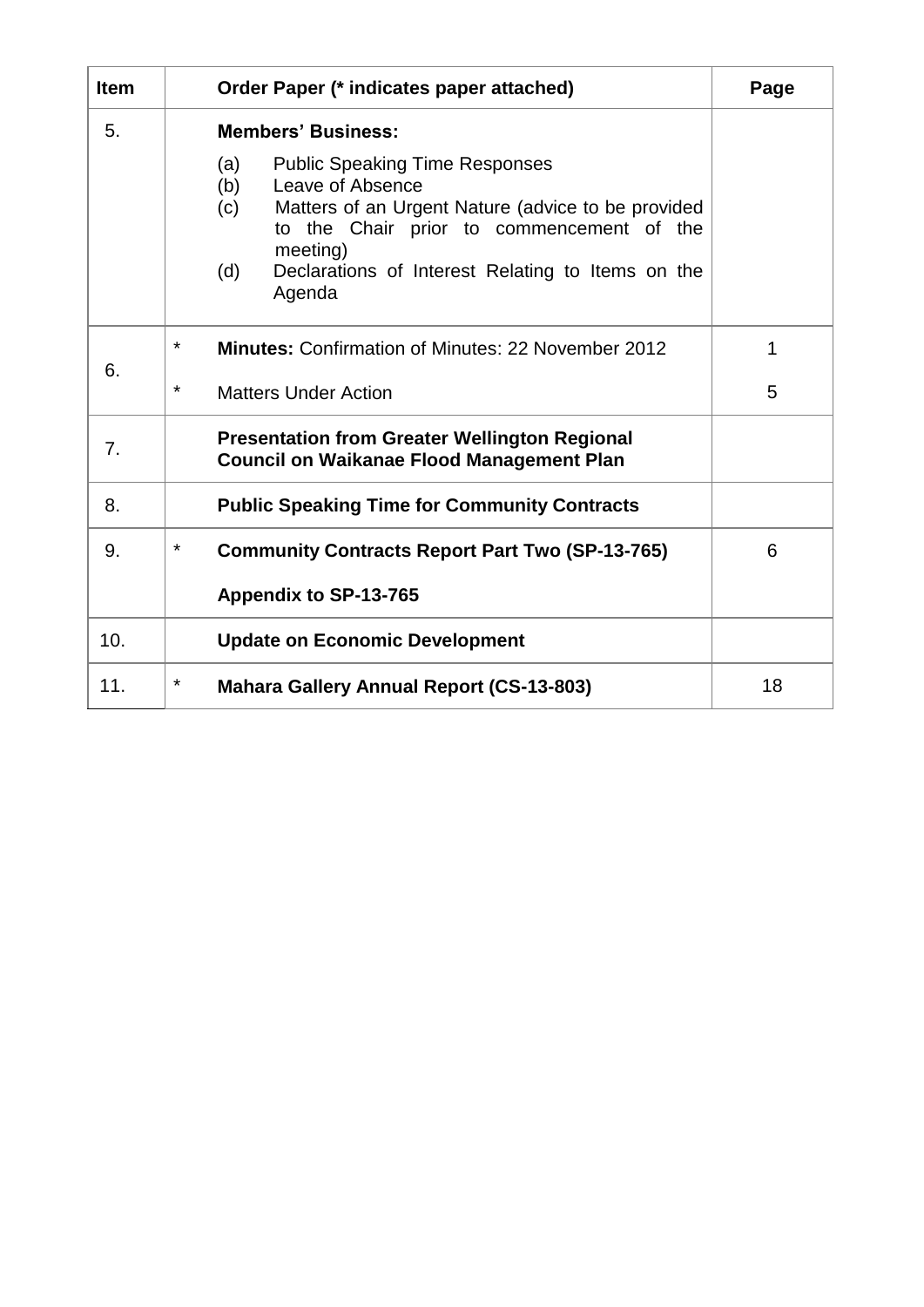| Item | | Order Paper (* indicates paper attached) | Page |
|---|---|---|---|
| 5. | | **Members' Business:**<br>(a) Public Speaking Time Responses<br>(b) Leave of Absence<br>(c) Matters of an Urgent Nature (advice to be provided to the Chair prior to commencement of the meeting)<br>(d) Declarations of Interest Relating to Items on the Agenda | |
| 6. | *<br>* | **Minutes:** Confirmation of Minutes: 22 November 2012<br>Matters Under Action | 1<br>5 |
| 7. | | **Presentation from Greater Wellington Regional Council on Waikanae Flood Management Plan** | |
| 8. | | **Public Speaking Time for Community Contracts** | |
| 9. | * | **Community Contracts Report Part Two (SP-13-765)**<br>**Appendix to SP-13-765** | 6 |
| 10. | | **Update on Economic Development** | |
| 11. | * | **Mahara Gallery Annual Report (CS-13-803)** | 18 |